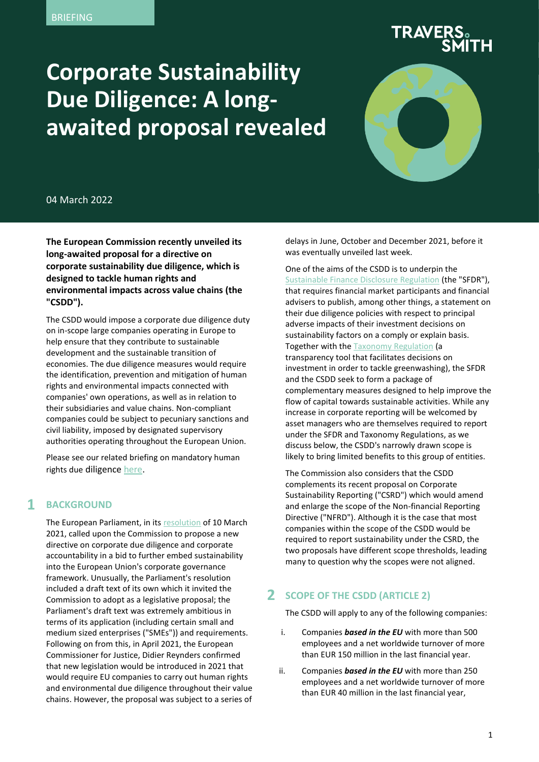BRIEFING

# Corporate Sustainability Due Diligence: A long-awaited proposal revealed

04 March 2022

**The European Commission recently unveiled its long-awaited proposal for a directive on corporate sustainability due diligence, which is designed to tackle human rights and environmental impacts across value chains (the "CSDD").**

The CSDD would impose a corporate due diligence duty on in-scope large companies operating in Europe to help ensure that they contribute to sustainable development and the sustainable transition of economies. The due diligence measures would require the identification, prevention and mitigation of human rights and environmental impacts connected with companies' own operations, as well as in relation to their subsidiaries and value chains. Non-compliant companies could be subject to pecuniary sanctions and civil liability, imposed by designated supervisory authorities operating throughout the European Union.

Please see our related briefing on mandatory human rights due diligence here.

## 1 BACKGROUND

The European Parliament, in its resolution of 10 March 2021, called upon the Commission to propose a new directive on corporate due diligence and corporate accountability in a bid to further embed sustainability into the European Union's corporate governance framework. Unusually, the Parliament's resolution included a draft text of its own which it invited the Commission to adopt as a legislative proposal; the Parliament's draft text was extremely ambitious in terms of its application (including certain small and medium sized enterprises ("SMEs")) and requirements. Following on from this, in April 2021, the European Commissioner for Justice, Didier Reynders confirmed that new legislation would be introduced in 2021 that would require EU companies to carry out human rights and environmental due diligence throughout their value chains. However, the proposal was subject to a series of delays in June, October and December 2021, before it was eventually unveiled last week.

One of the aims of the CSDD is to underpin the Sustainable Finance Disclosure Regulation (the "SFDR"), that requires financial market participants and financial advisers to publish, among other things, a statement on their due diligence policies with respect to principal adverse impacts of their investment decisions on sustainability factors on a comply or explain basis. Together with the Taxonomy Regulation (a transparency tool that facilitates decisions on investment in order to tackle greenwashing), the SFDR and the CSDD seek to form a package of complementary measures designed to help improve the flow of capital towards sustainable activities. While any increase in corporate reporting will be welcomed by asset managers who are themselves required to report under the SFDR and Taxonomy Regulations, as we discuss below, the CSDD's narrowly drawn scope is likely to bring limited benefits to this group of entities.

The Commission also considers that the CSDD complements its recent proposal on Corporate Sustainability Reporting ("CSRD") which would amend and enlarge the scope of the Non-financial Reporting Directive ("NFRD"). Although it is the case that most companies within the scope of the CSDD would be required to report sustainability under the CSRD, the two proposals have different scope thresholds, leading many to question why the scopes were not aligned.

## 2 SCOPE OF THE CSDD (ARTICLE 2)

The CSDD will apply to any of the following companies:

i. Companies ***based in the EU*** with more than 500 employees and a net worldwide turnover of more than EUR 150 million in the last financial year.

ii. Companies ***based in the EU*** with more than 250 employees and a net worldwide turnover of more than EUR 40 million in the last financial year,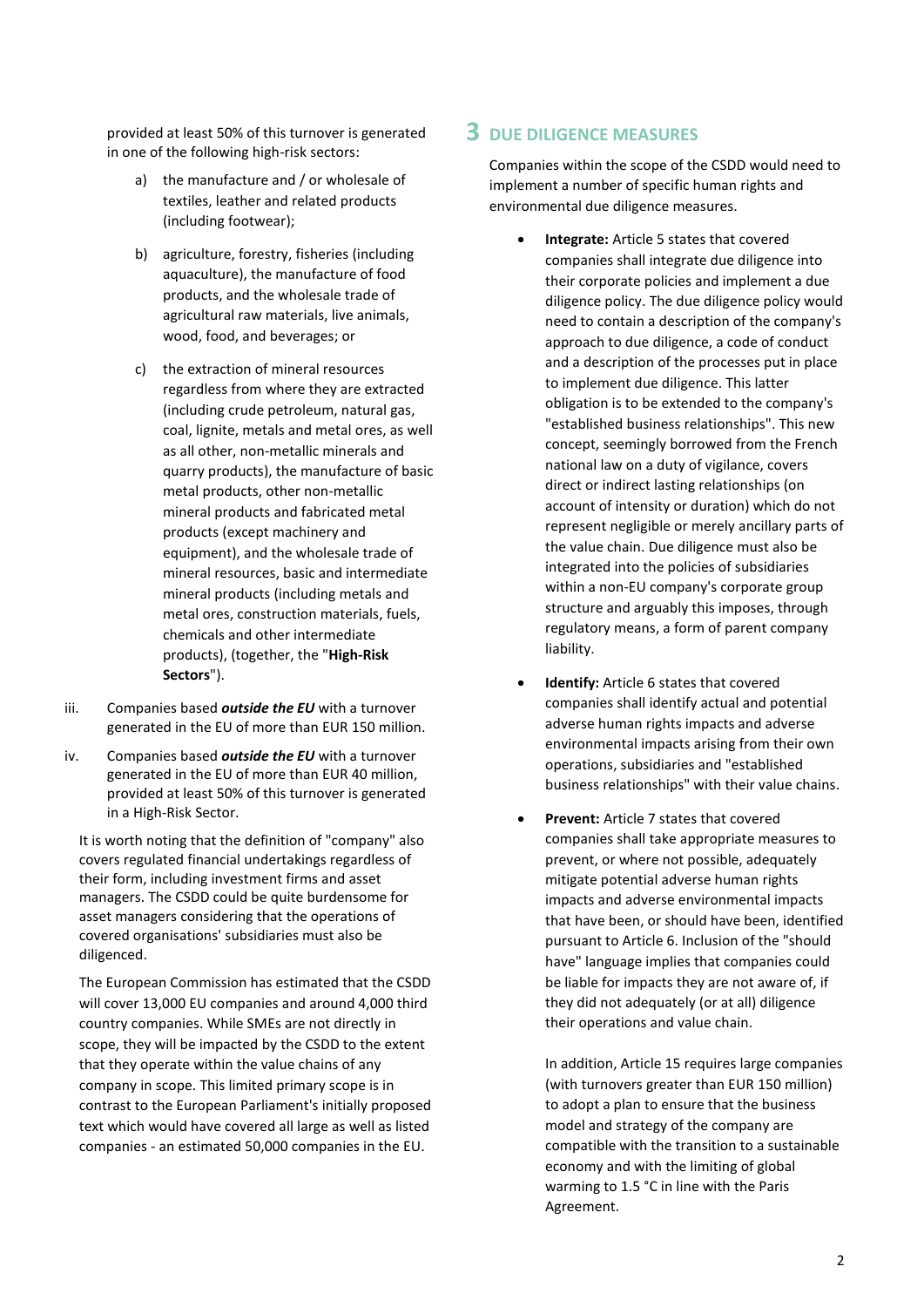provided at least 50% of this turnover is generated in one of the following high-risk sectors:

a) the manufacture and / or wholesale of textiles, leather and related products (including footwear);

b) agriculture, forestry, fisheries (including aquaculture), the manufacture of food products, and the wholesale trade of agricultural raw materials, live animals, wood, food, and beverages; or

c) the extraction of mineral resources regardless from where they are extracted (including crude petroleum, natural gas, coal, lignite, metals and metal ores, as well as all other, non-metallic minerals and quarry products), the manufacture of basic metal products, other non-metallic mineral products and fabricated metal products (except machinery and equipment), and the wholesale trade of mineral resources, basic and intermediate mineral products (including metals and metal ores, construction materials, fuels, chemicals and other intermediate products), (together, the "**High-Risk Sectors**").

iii. Companies based ***outside the EU*** with a turnover generated in the EU of more than EUR 150 million.

iv. Companies based ***outside the EU*** with a turnover generated in the EU of more than EUR 40 million, provided at least 50% of this turnover is generated in a High-Risk Sector.

It is worth noting that the definition of "company" also covers regulated financial undertakings regardless of their form, including investment firms and asset managers. The CSDD could be quite burdensome for asset managers considering that the operations of covered organisations' subsidiaries must also be diligenced.

The European Commission has estimated that the CSDD will cover 13,000 EU companies and around 4,000 third country companies. While SMEs are not directly in scope, they will be impacted by the CSDD to the extent that they operate within the value chains of any company in scope. This limited primary scope is in contrast to the European Parliament's initially proposed text which would have covered all large as well as listed companies - an estimated 50,000 companies in the EU.

## 3 DUE DILIGENCE MEASURES

Companies within the scope of the CSDD would need to implement a number of specific human rights and environmental due diligence measures.

- **Integrate:** Article 5 states that covered companies shall integrate due diligence into their corporate policies and implement a due diligence policy. The due diligence policy would need to contain a description of the company's approach to due diligence, a code of conduct and a description of the processes put in place to implement due diligence. This latter obligation is to be extended to the company's "established business relationships". This new concept, seemingly borrowed from the French national law on a duty of vigilance, covers direct or indirect lasting relationships (on account of intensity or duration) which do not represent negligible or merely ancillary parts of the value chain. Due diligence must also be integrated into the policies of subsidiaries within a non-EU company's corporate group structure and arguably this imposes, through regulatory means, a form of parent company liability.

- **Identify:** Article 6 states that covered companies shall identify actual and potential adverse human rights impacts and adverse environmental impacts arising from their own operations, subsidiaries and "established business relationships" with their value chains.

- **Prevent:** Article 7 states that covered companies shall take appropriate measures to prevent, or where not possible, adequately mitigate potential adverse human rights impacts and adverse environmental impacts that have been, or should have been, identified pursuant to Article 6. Inclusion of the "should have" language implies that companies could be liable for impacts they are not aware of, if they did not adequately (or at all) diligence their operations and value chain.

  In addition, Article 15 requires large companies (with turnovers greater than EUR 150 million) to adopt a plan to ensure that the business model and strategy of the company are compatible with the transition to a sustainable economy and with the limiting of global warming to 1.5 °C in line with the Paris Agreement.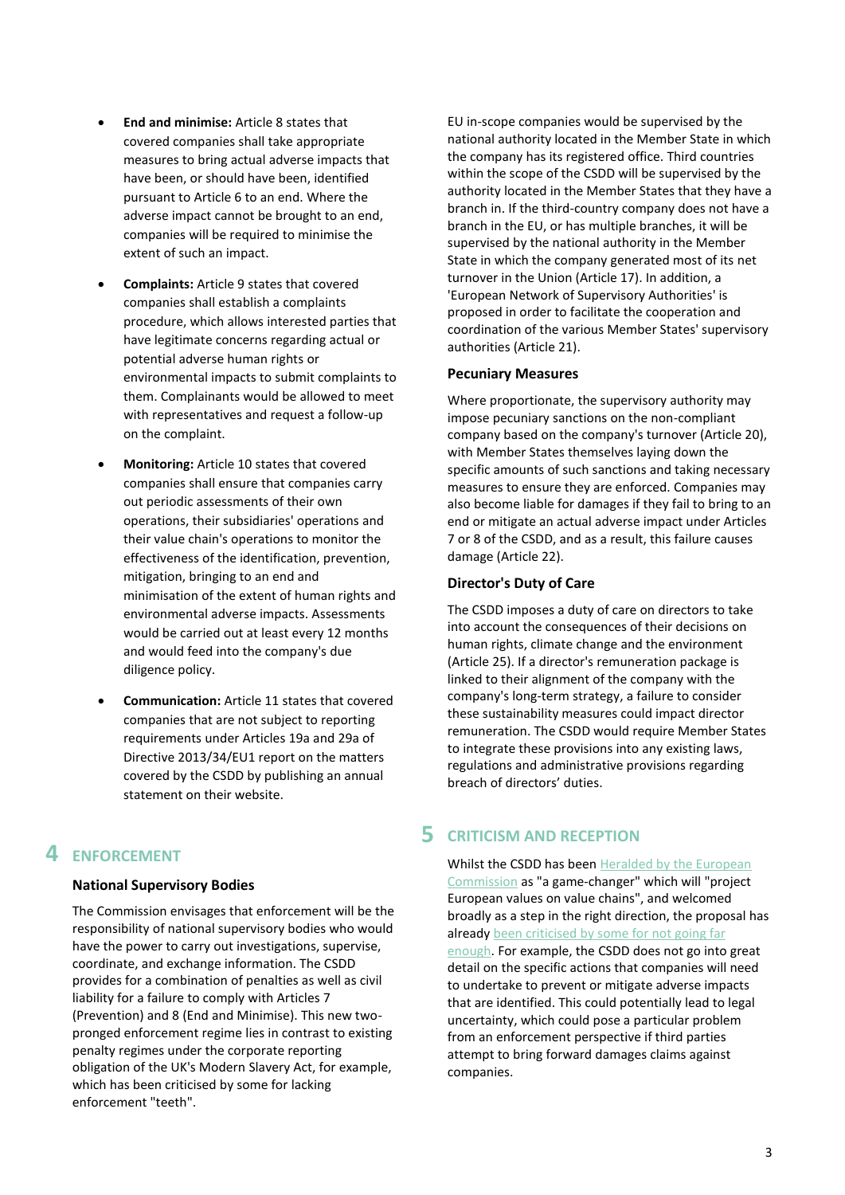- **End and minimise:** Article 8 states that covered companies shall take appropriate measures to bring actual adverse impacts that have been, or should have been, identified pursuant to Article 6 to an end. Where the adverse impact cannot be brought to an end, companies will be required to minimise the extent of such an impact.

- **Complaints:** Article 9 states that covered companies shall establish a complaints procedure, which allows interested parties that have legitimate concerns regarding actual or potential adverse human rights or environmental impacts to submit complaints to them. Complainants would be allowed to meet with representatives and request a follow-up on the complaint.

- **Monitoring:** Article 10 states that covered companies shall ensure that companies carry out periodic assessments of their own operations, their subsidiaries' operations and their value chain's operations to monitor the effectiveness of the identification, prevention, mitigation, bringing to an end and minimisation of the extent of human rights and environmental adverse impacts. Assessments would be carried out at least every 12 months and would feed into the company's due diligence policy.

- **Communication:** Article 11 states that covered companies that are not subject to reporting requirements under Articles 19a and 29a of Directive 2013/34/EU1 report on the matters covered by the CSDD by publishing an annual statement on their website.

# 4 ENFORCEMENT

### National Supervisory Bodies

The Commission envisages that enforcement will be the responsibility of national supervisory bodies who would have the power to carry out investigations, supervise, coordinate, and exchange information. The CSDD provides for a combination of penalties as well as civil liability for a failure to comply with Articles 7 (Prevention) and 8 (End and Minimise). This new two-pronged enforcement regime lies in contrast to existing penalty regimes under the corporate reporting obligation of the UK's Modern Slavery Act, for example, which has been criticised by some for lacking enforcement "teeth".

EU in-scope companies would be supervised by the national authority located in the Member State in which the company has its registered office. Third countries within the scope of the CSDD will be supervised by the authority located in the Member States that they have a branch in. If the third-country company does not have a branch in the EU, or has multiple branches, it will be supervised by the national authority in the Member State in which the company generated most of its net turnover in the Union (Article 17). In addition, a 'European Network of Supervisory Authorities' is proposed in order to facilitate the cooperation and coordination of the various Member States' supervisory authorities (Article 21).

### Pecuniary Measures

Where proportionate, the supervisory authority may impose pecuniary sanctions on the non-compliant company based on the company's turnover (Article 20), with Member States themselves laying down the specific amounts of such sanctions and taking necessary measures to ensure they are enforced. Companies may also become liable for damages if they fail to bring to an end or mitigate an actual adverse impact under Articles 7 or 8 of the CSDD, and as a result, this failure causes damage (Article 22).

### Director's Duty of Care

The CSDD imposes a duty of care on directors to take into account the consequences of their decisions on human rights, climate change and the environment (Article 25). If a director's remuneration package is linked to their alignment of the company with the company's long-term strategy, a failure to consider these sustainability measures could impact director remuneration. The CSDD would require Member States to integrate these provisions into any existing laws, regulations and administrative provisions regarding breach of directors' duties.

# 5 CRITICISM AND RECEPTION

Whilst the CSDD has been Heralded by the European Commission as "a game-changer" which will "project European values on value chains", and welcomed broadly as a step in the right direction, the proposal has already been criticised by some for not going far enough. For example, the CSDD does not go into great detail on the specific actions that companies will need to undertake to prevent or mitigate adverse impacts that are identified. This could potentially lead to legal uncertainty, which could pose a particular problem from an enforcement perspective if third parties attempt to bring forward damages claims against companies.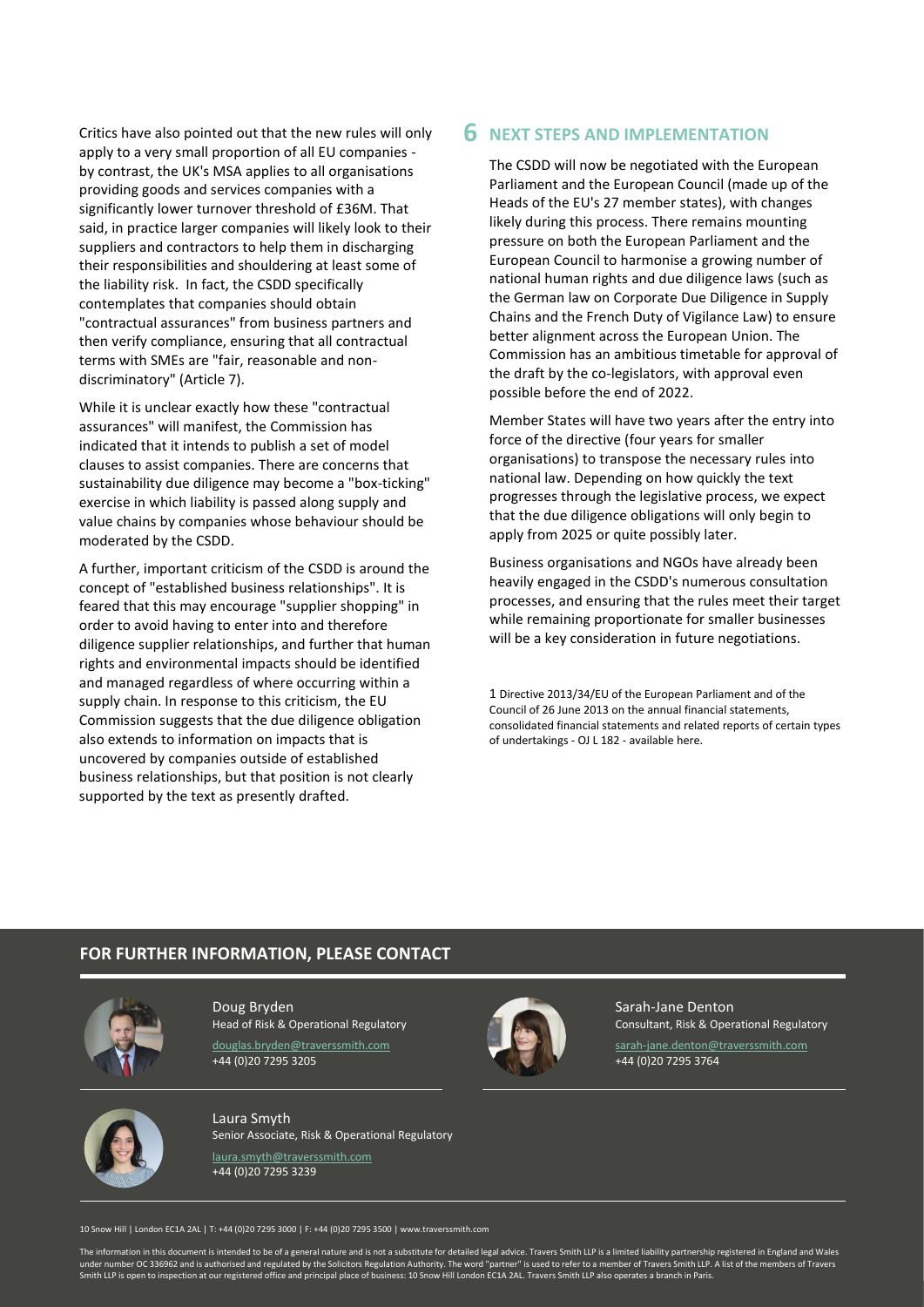Critics have also pointed out that the new rules will only apply to a very small proportion of all EU companies - by contrast, the UK's MSA applies to all organisations providing goods and services companies with a significantly lower turnover threshold of £36M. That said, in practice larger companies will likely look to their suppliers and contractors to help them in discharging their responsibilities and shouldering at least some of the liability risk. In fact, the CSDD specifically contemplates that companies should obtain "contractual assurances" from business partners and then verify compliance, ensuring that all contractual terms with SMEs are "fair, reasonable and non-discriminatory" (Article 7).

While it is unclear exactly how these "contractual assurances" will manifest, the Commission has indicated that it intends to publish a set of model clauses to assist companies. There are concerns that sustainability due diligence may become a "box-ticking" exercise in which liability is passed along supply and value chains by companies whose behaviour should be moderated by the CSDD.

A further, important criticism of the CSDD is around the concept of "established business relationships". It is feared that this may encourage "supplier shopping" in order to avoid having to enter into and therefore diligence supplier relationships, and further that human rights and environmental impacts should be identified and managed regardless of where occurring within a supply chain. In response to this criticism, the EU Commission suggests that the due diligence obligation also extends to information on impacts that is uncovered by companies outside of established business relationships, but that position is not clearly supported by the text as presently drafted.

## 6 NEXT STEPS AND IMPLEMENTATION

The CSDD will now be negotiated with the European Parliament and the European Council (made up of the Heads of the EU's 27 member states), with changes likely during this process. There remains mounting pressure on both the European Parliament and the European Council to harmonise a growing number of national human rights and due diligence laws (such as the German law on Corporate Due Diligence in Supply Chains and the French Duty of Vigilance Law) to ensure better alignment across the European Union. The Commission has an ambitious timetable for approval of the draft by the co-legislators, with approval even possible before the end of 2022.

Member States will have two years after the entry into force of the directive (four years for smaller organisations) to transpose the necessary rules into national law. Depending on how quickly the text progresses through the legislative process, we expect that the due diligence obligations will only begin to apply from 2025 or quite possibly later.

Business organisations and NGOs have already been heavily engaged in the CSDD's numerous consultation processes, and ensuring that the rules meet their target while remaining proportionate for smaller businesses will be a key consideration in future negotiations.

[1] Directive 2013/34/EU of the European Parliament and of the Council of 26 June 2013 on the annual financial statements, consolidated financial statements and related reports of certain types of undertakings - OJ L 182 - available here.

## FOR FURTHER INFORMATION, PLEASE CONTACT

**Doug Bryden**
Head of Risk & Operational Regulatory
douglas.bryden@traverssmith.com
+44 (0)20 7295 3205

**Sarah-Jane Denton**
Consultant, Risk & Operational Regulatory
sarah-jane.denton@traverssmith.com
+44 (0)20 7295 3764

**Laura Smyth**
Senior Associate, Risk & Operational Regulatory
laura.smyth@traverssmith.com
+44 (0)20 7295 3239

10 Snow Hill | London EC1A 2AL | T: +44 (0)20 7295 3000 | F: +44 (0)20 7295 3500 | www.traverssmith.com

The information in this document is intended to be of a general nature and is not a substitute for detailed legal advice. Travers Smith LLP is a limited liability partnership registered in England and Wales under number OC 336962 and is authorised and regulated by the Solicitors Regulation Authority. The word "partner" is used to refer to a member of Travers Smith LLP. A list of the members of Travers Smith LLP is open to inspection at our registered office and principal place of business: 10 Snow Hill London EC1A 2AL. Travers Smith LLP also operates a branch in Paris.